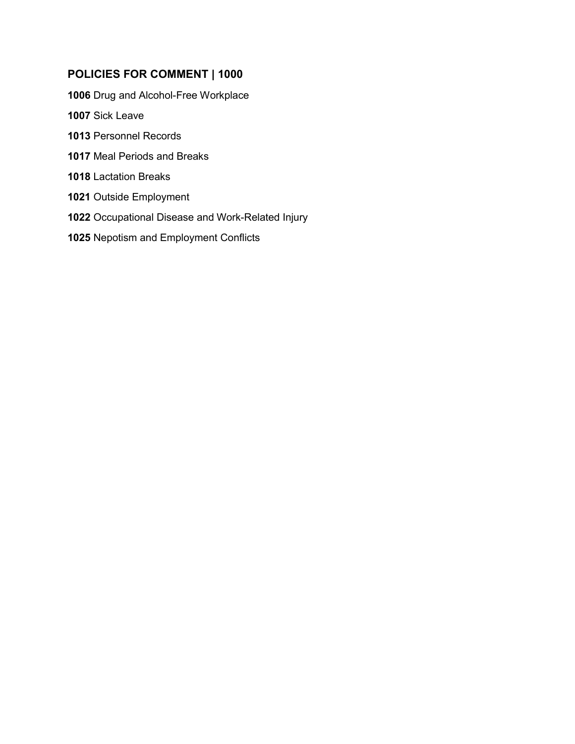## POLICIES FOR COMMENT | 1000

**1006** Drug and Alcohol-Free Workplace

**1007** Sick Leave

**1013** Personnel Records

**1017** Meal Periods and Breaks

**1018** Lactation Breaks

**1021** Outside Employment

**1022** Occupational Disease and Work-Related Injury

**1025** Nepotism and Employment Conflicts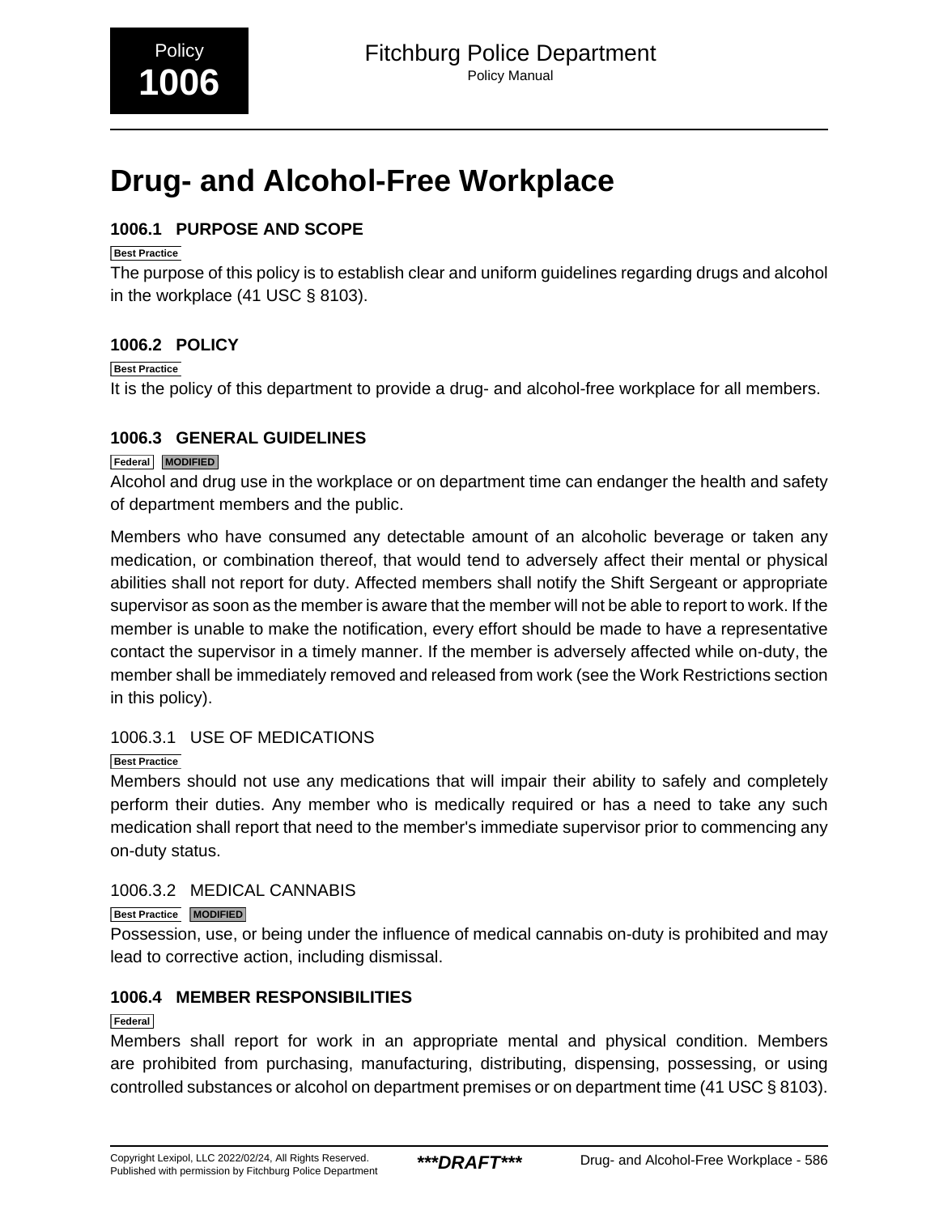# Drug- and Alcohol-Free Workplace

## 1006.1 PURPOSE AND SCOPE

Best Practice

The purpose of this policy is to establish clear and uniform guidelines regarding drugs and alcohol in the workplace (41 USC § 8103).

## 1006.2 POLICY

Best Practice

It is the policy of this department to provide a drug- and alcohol-free workplace for all members.

## 1006.3 GENERAL GUIDELINES

Federal MODIFIED

Alcohol and drug use in the workplace or on department time can endanger the health and safety of department members and the public.

Members who have consumed any detectable amount of an alcoholic beverage or taken any medication, or combination thereof, that would tend to adversely affect their mental or physical abilities shall not report for duty. Affected members shall notify the Shift Sergeant or appropriate supervisor as soon as the member is aware that the member will not be able to report to work. If the member is unable to make the notification, every effort should be made to have a representative contact the supervisor in a timely manner. If the member is adversely affected while on-duty, the member shall be immediately removed and released from work (see the Work Restrictions section in this policy).

### 1006.3.1 USE OF MEDICATIONS

Best Practice

Members should not use any medications that will impair their ability to safely and completely perform their duties. Any member who is medically required or has a need to take any such medication shall report that need to the member's immediate supervisor prior to commencing any on-duty status.

### 1006.3.2 MEDICAL CANNABIS

Best Practice MODIFIED

Possession, use, or being under the influence of medical cannabis on-duty is prohibited and may lead to corrective action, including dismissal.

## 1006.4 MEMBER RESPONSIBILITIES

Federal

Members shall report for work in an appropriate mental and physical condition. Members are prohibited from purchasing, manufacturing, distributing, dispensing, possessing, or using controlled substances or alcohol on department premises or on department time (41 USC § 8103).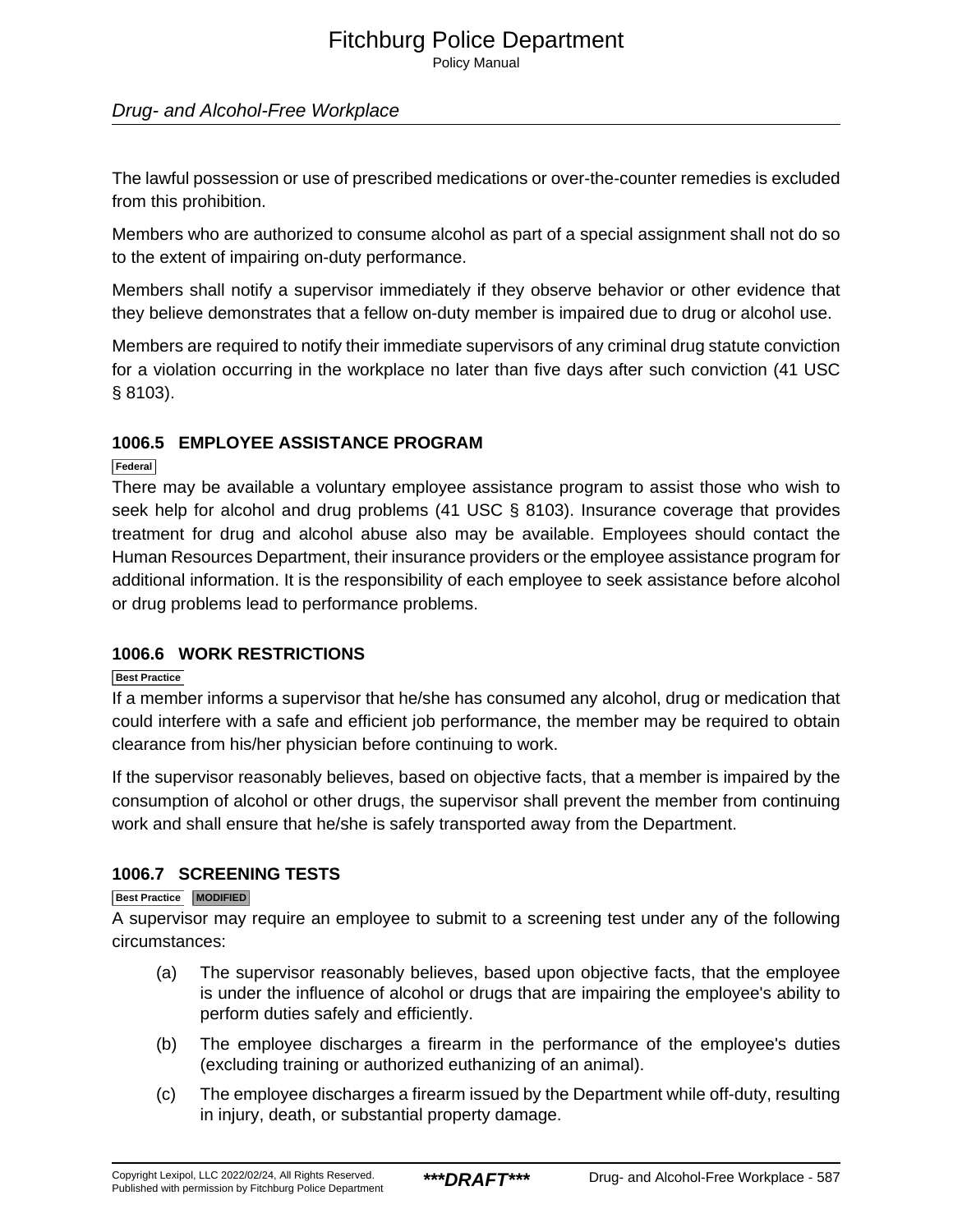The lawful possession or use of prescribed medications or over-the-counter remedies is excluded from this prohibition.

Members who are authorized to consume alcohol as part of a special assignment shall not do so to the extent of impairing on-duty performance.

Members shall notify a supervisor immediately if they observe behavior or other evidence that they believe demonstrates that a fellow on-duty member is impaired due to drug or alcohol use.

Members are required to notify their immediate supervisors of any criminal drug statute conviction for a violation occurring in the workplace no later than five days after such conviction (41 USC § 8103).

### 1006.5 EMPLOYEE ASSISTANCE PROGRAM

Federal

There may be available a voluntary employee assistance program to assist those who wish to seek help for alcohol and drug problems (41 USC § 8103). Insurance coverage that provides treatment for drug and alcohol abuse also may be available. Employees should contact the Human Resources Department, their insurance providers or the employee assistance program for additional information. It is the responsibility of each employee to seek assistance before alcohol or drug problems lead to performance problems.

### 1006.6 WORK RESTRICTIONS

Best Practice

If a member informs a supervisor that he/she has consumed any alcohol, drug or medication that could interfere with a safe and efficient job performance, the member may be required to obtain clearance from his/her physician before continuing to work.

If the supervisor reasonably believes, based on objective facts, that a member is impaired by the consumption of alcohol or other drugs, the supervisor shall prevent the member from continuing work and shall ensure that he/she is safely transported away from the Department.

### 1006.7 SCREENING TESTS

Best Practice MODIFIED

A supervisor may require an employee to submit to a screening test under any of the following circumstances:

(a) The supervisor reasonably believes, based upon objective facts, that the employee is under the influence of alcohol or drugs that are impairing the employee's ability to perform duties safely and efficiently.

(b) The employee discharges a firearm in the performance of the employee's duties (excluding training or authorized euthanizing of an animal).

(c) The employee discharges a firearm issued by the Department while off-duty, resulting in injury, death, or substantial property damage.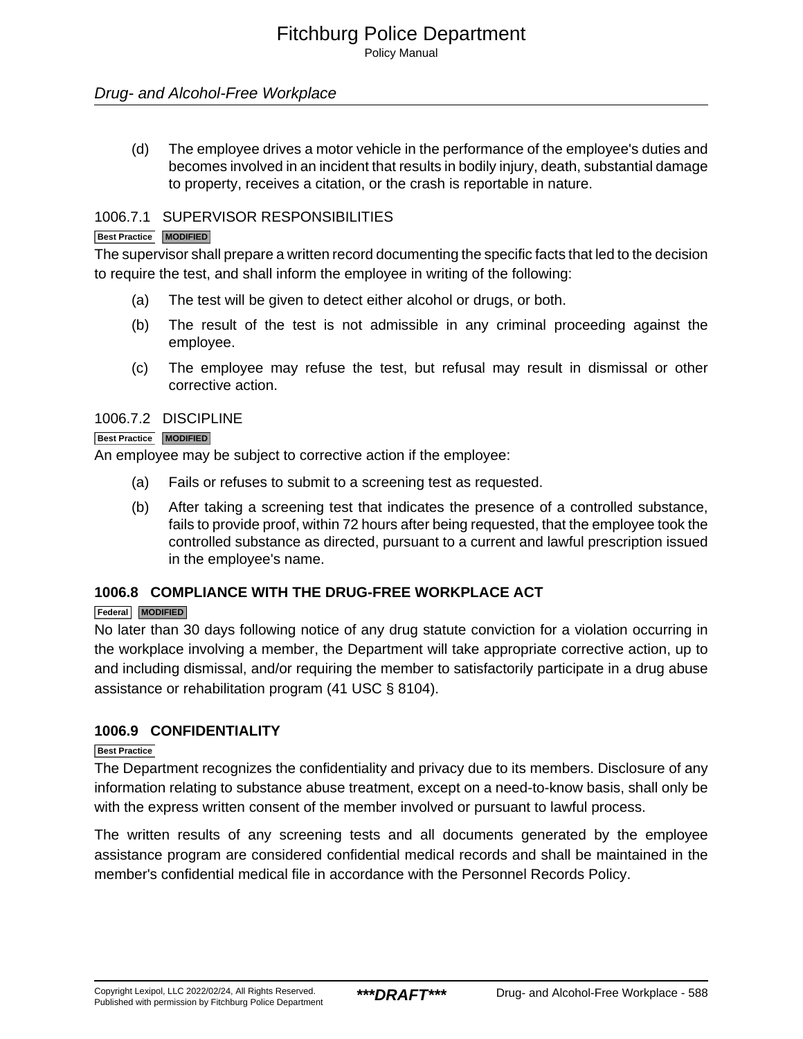(d) The employee drives a motor vehicle in the performance of the employee's duties and becomes involved in an incident that results in bodily injury, death, substantial damage to property, receives a citation, or the crash is reportable in nature.

### 1006.7.1 SUPERVISOR RESPONSIBILITIES

Best Practice MODIFIED

The supervisor shall prepare a written record documenting the specific facts that led to the decision to require the test, and shall inform the employee in writing of the following:

(a) The test will be given to detect either alcohol or drugs, or both.

(b) The result of the test is not admissible in any criminal proceeding against the employee.

(c) The employee may refuse the test, but refusal may result in dismissal or other corrective action.

### 1006.7.2 DISCIPLINE

Best Practice MODIFIED

An employee may be subject to corrective action if the employee:

(a) Fails or refuses to submit to a screening test as requested.

(b) After taking a screening test that indicates the presence of a controlled substance, fails to provide proof, within 72 hours after being requested, that the employee took the controlled substance as directed, pursuant to a current and lawful prescription issued in the employee's name.

## 1006.8 COMPLIANCE WITH THE DRUG-FREE WORKPLACE ACT

Federal MODIFIED

No later than 30 days following notice of any drug statute conviction for a violation occurring in the workplace involving a member, the Department will take appropriate corrective action, up to and including dismissal, and/or requiring the member to satisfactorily participate in a drug abuse assistance or rehabilitation program (41 USC § 8104).

## 1006.9 CONFIDENTIALITY

Best Practice

The Department recognizes the confidentiality and privacy due to its members. Disclosure of any information relating to substance abuse treatment, except on a need-to-know basis, shall only be with the express written consent of the member involved or pursuant to lawful process.

The written results of any screening tests and all documents generated by the employee assistance program are considered confidential medical records and shall be maintained in the member's confidential medical file in accordance with the Personnel Records Policy.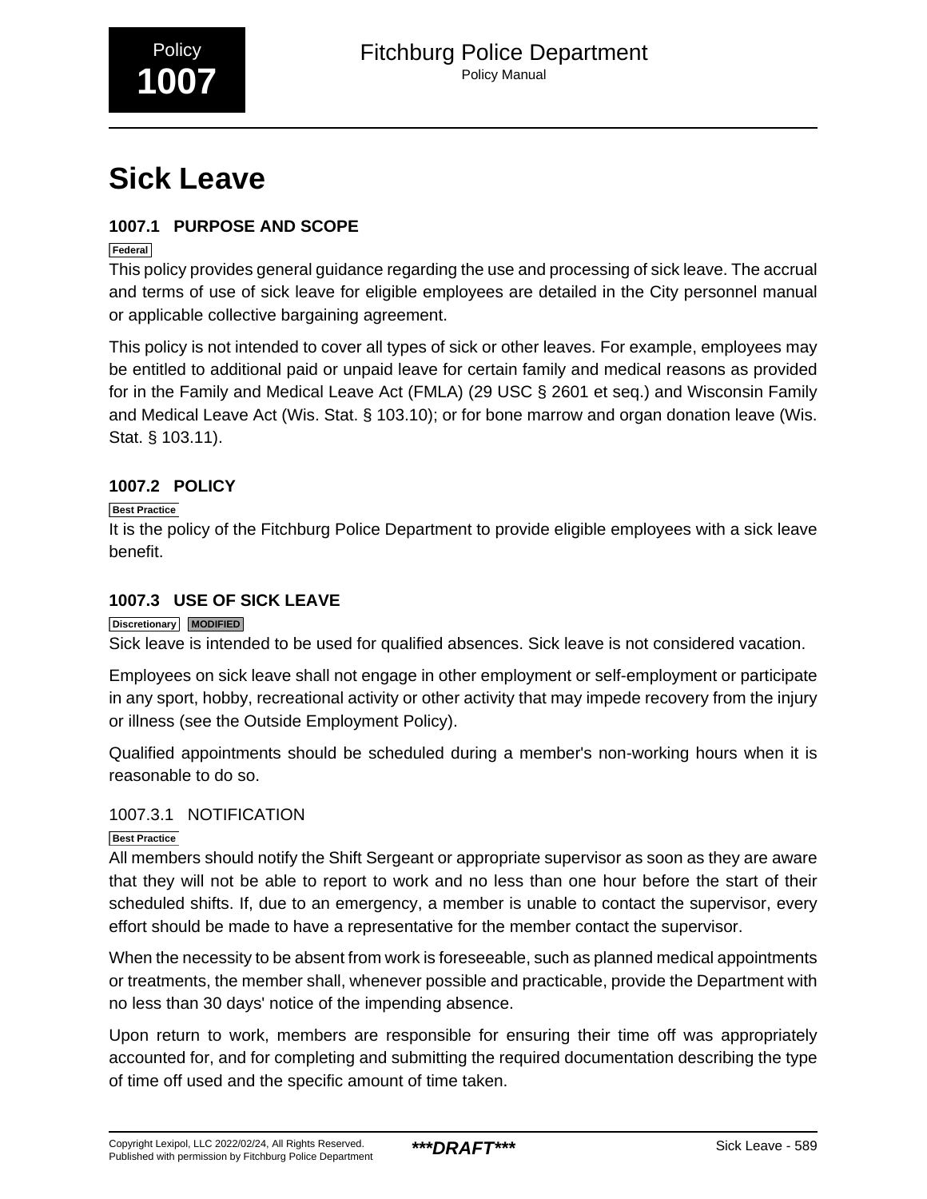Policy **1007**

# Sick Leave

## 1007.1 PURPOSE AND SCOPE

Federal

This policy provides general guidance regarding the use and processing of sick leave. The accrual and terms of use of sick leave for eligible employees are detailed in the City personnel manual or applicable collective bargaining agreement.

This policy is not intended to cover all types of sick or other leaves. For example, employees may be entitled to additional paid or unpaid leave for certain family and medical reasons as provided for in the Family and Medical Leave Act (FMLA) (29 USC § 2601 et seq.) and Wisconsin Family and Medical Leave Act (Wis. Stat. § 103.10); or for bone marrow and organ donation leave (Wis. Stat. § 103.11).

## 1007.2 POLICY

Best Practice

It is the policy of the Fitchburg Police Department to provide eligible employees with a sick leave benefit.

## 1007.3 USE OF SICK LEAVE

Discretionary MODIFIED

Sick leave is intended to be used for qualified absences. Sick leave is not considered vacation.

Employees on sick leave shall not engage in other employment or self-employment or participate in any sport, hobby, recreational activity or other activity that may impede recovery from the injury or illness (see the Outside Employment Policy).

Qualified appointments should be scheduled during a member's non-working hours when it is reasonable to do so.

### 1007.3.1 NOTIFICATION

Best Practice

All members should notify the Shift Sergeant or appropriate supervisor as soon as they are aware that they will not be able to report to work and no less than one hour before the start of their scheduled shifts. If, due to an emergency, a member is unable to contact the supervisor, every effort should be made to have a representative for the member contact the supervisor.

When the necessity to be absent from work is foreseeable, such as planned medical appointments or treatments, the member shall, whenever possible and practicable, provide the Department with no less than 30 days' notice of the impending absence.

Upon return to work, members are responsible for ensuring their time off was appropriately accounted for, and for completing and submitting the required documentation describing the type of time off used and the specific amount of time taken.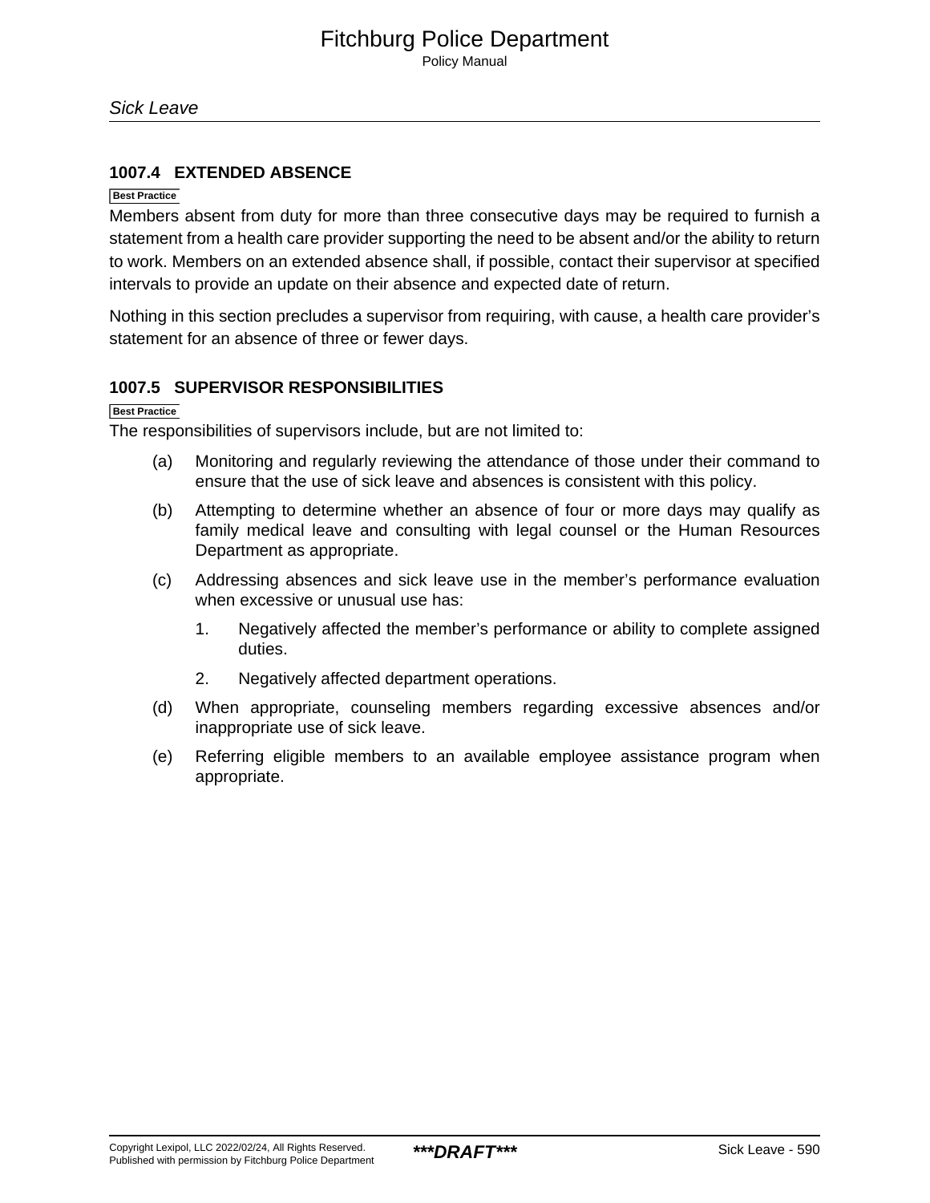### 1007.4 EXTENDED ABSENCE

Best Practice

Members absent from duty for more than three consecutive days may be required to furnish a statement from a health care provider supporting the need to be absent and/or the ability to return to work. Members on an extended absence shall, if possible, contact their supervisor at specified intervals to provide an update on their absence and expected date of return.

Nothing in this section precludes a supervisor from requiring, with cause, a health care provider's statement for an absence of three or fewer days.

### 1007.5 SUPERVISOR RESPONSIBILITIES

Best Practice

The responsibilities of supervisors include, but are not limited to:

(a) Monitoring and regularly reviewing the attendance of those under their command to ensure that the use of sick leave and absences is consistent with this policy.

(b) Attempting to determine whether an absence of four or more days may qualify as family medical leave and consulting with legal counsel or the Human Resources Department as appropriate.

(c) Addressing absences and sick leave use in the member's performance evaluation when excessive or unusual use has:

1. Negatively affected the member's performance or ability to complete assigned duties.

2. Negatively affected department operations.

(d) When appropriate, counseling members regarding excessive absences and/or inappropriate use of sick leave.

(e) Referring eligible members to an available employee assistance program when appropriate.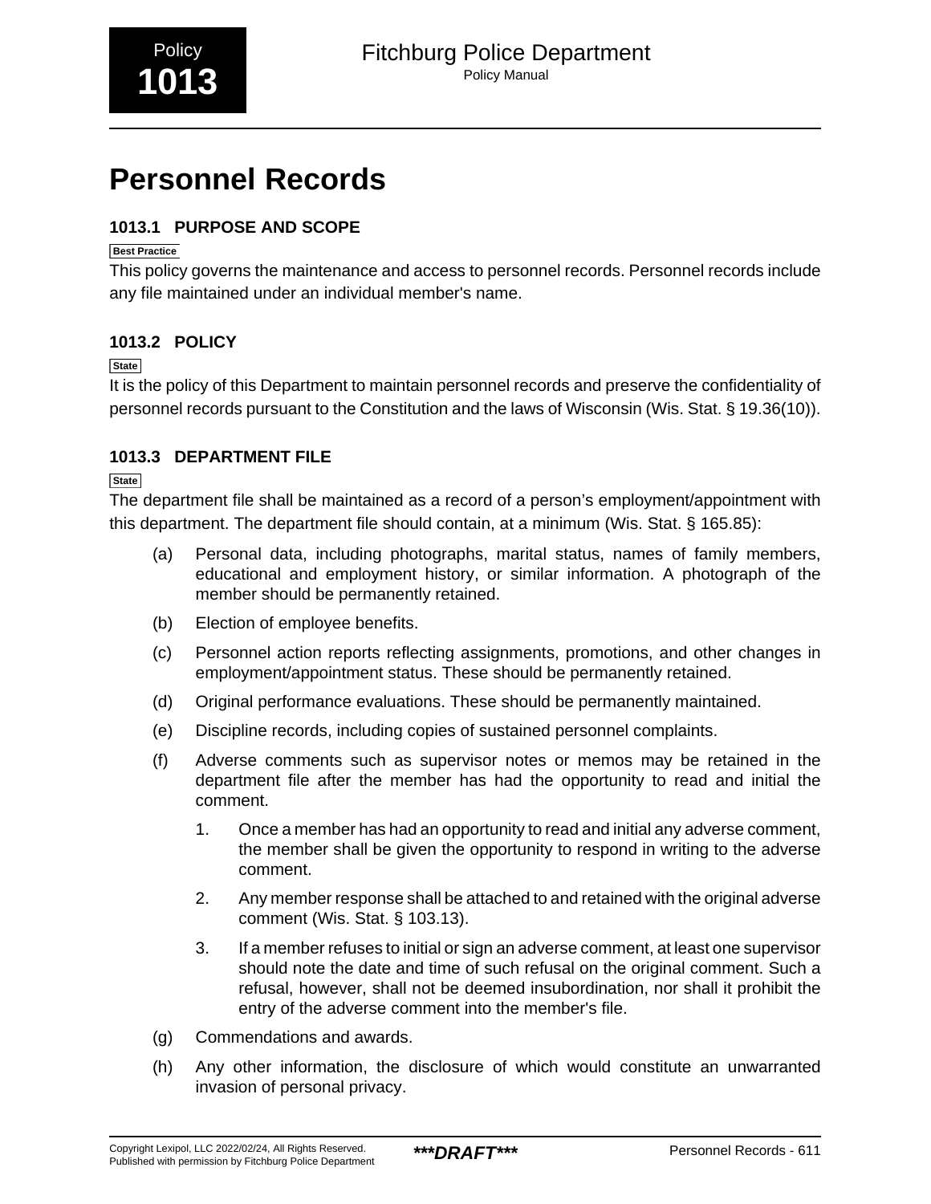Policy
**1013**

Fitchburg Police Department
Policy Manual

# Personnel Records

## 1013.1 PURPOSE AND SCOPE

Best Practice

This policy governs the maintenance and access to personnel records. Personnel records include any file maintained under an individual member's name.

## 1013.2 POLICY

State

It is the policy of this Department to maintain personnel records and preserve the confidentiality of personnel records pursuant to the Constitution and the laws of Wisconsin (Wis. Stat. § 19.36(10)).

## 1013.3 DEPARTMENT FILE

State

The department file shall be maintained as a record of a person's employment/appointment with this department. The department file should contain, at a minimum (Wis. Stat. § 165.85):

(a) Personal data, including photographs, marital status, names of family members, educational and employment history, or similar information. A photograph of the member should be permanently retained.

(b) Election of employee benefits.

(c) Personnel action reports reflecting assignments, promotions, and other changes in employment/appointment status. These should be permanently retained.

(d) Original performance evaluations. These should be permanently maintained.

(e) Discipline records, including copies of sustained personnel complaints.

(f) Adverse comments such as supervisor notes or memos may be retained in the department file after the member has had the opportunity to read and initial the comment.

1. Once a member has had an opportunity to read and initial any adverse comment, the member shall be given the opportunity to respond in writing to the adverse comment.

2. Any member response shall be attached to and retained with the original adverse comment (Wis. Stat. § 103.13).

3. If a member refuses to initial or sign an adverse comment, at least one supervisor should note the date and time of such refusal on the original comment. Such a refusal, however, shall not be deemed insubordination, nor shall it prohibit the entry of the adverse comment into the member's file.

(g) Commendations and awards.

(h) Any other information, the disclosure of which would constitute an unwarranted invasion of personal privacy.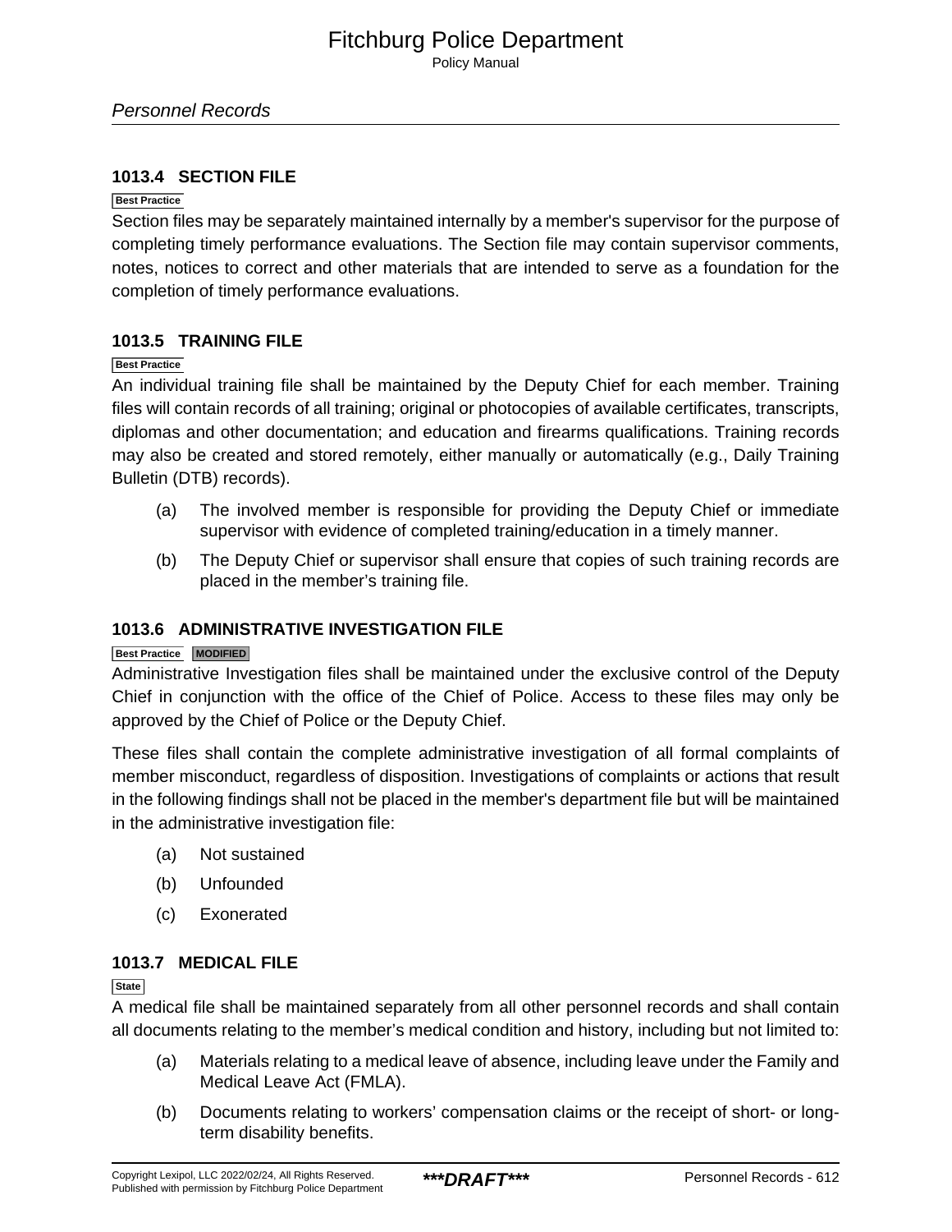### 1013.4 SECTION FILE

Best Practice

Section files may be separately maintained internally by a member's supervisor for the purpose of completing timely performance evaluations. The Section file may contain supervisor comments, notes, notices to correct and other materials that are intended to serve as a foundation for the completion of timely performance evaluations.

### 1013.5 TRAINING FILE

Best Practice

An individual training file shall be maintained by the Deputy Chief for each member. Training files will contain records of all training; original or photocopies of available certificates, transcripts, diplomas and other documentation; and education and firearms qualifications. Training records may also be created and stored remotely, either manually or automatically (e.g., Daily Training Bulletin (DTB) records).

(a) The involved member is responsible for providing the Deputy Chief or immediate supervisor with evidence of completed training/education in a timely manner.

(b) The Deputy Chief or supervisor shall ensure that copies of such training records are placed in the member's training file.

### 1013.6 ADMINISTRATIVE INVESTIGATION FILE

Best Practice MODIFIED

Administrative Investigation files shall be maintained under the exclusive control of the Deputy Chief in conjunction with the office of the Chief of Police. Access to these files may only be approved by the Chief of Police or the Deputy Chief.

These files shall contain the complete administrative investigation of all formal complaints of member misconduct, regardless of disposition. Investigations of complaints or actions that result in the following findings shall not be placed in the member's department file but will be maintained in the administrative investigation file:

(a) Not sustained

(b) Unfounded

(c) Exonerated

### 1013.7 MEDICAL FILE

State

A medical file shall be maintained separately from all other personnel records and shall contain all documents relating to the member's medical condition and history, including but not limited to:

(a) Materials relating to a medical leave of absence, including leave under the Family and Medical Leave Act (FMLA).

(b) Documents relating to workers' compensation claims or the receipt of short- or long-term disability benefits.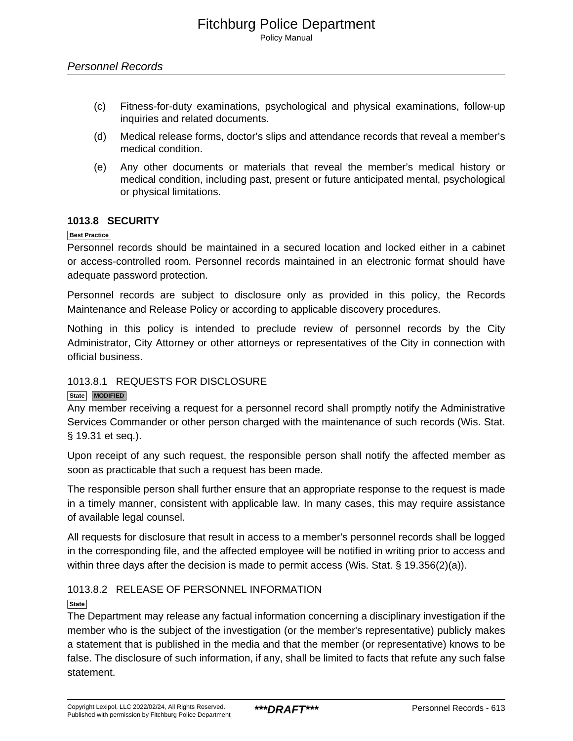(c) Fitness-for-duty examinations, psychological and physical examinations, follow-up inquiries and related documents.

(d) Medical release forms, doctor's slips and attendance records that reveal a member's medical condition.

(e) Any other documents or materials that reveal the member's medical history or medical condition, including past, present or future anticipated mental, psychological or physical limitations.

## 1013.8 SECURITY

Best Practice

Personnel records should be maintained in a secured location and locked either in a cabinet or access-controlled room. Personnel records maintained in an electronic format should have adequate password protection.

Personnel records are subject to disclosure only as provided in this policy, the Records Maintenance and Release Policy or according to applicable discovery procedures.

Nothing in this policy is intended to preclude review of personnel records by the City Administrator, City Attorney or other attorneys or representatives of the City in connection with official business.

### 1013.8.1 REQUESTS FOR DISCLOSURE

State MODIFIED

Any member receiving a request for a personnel record shall promptly notify the Administrative Services Commander or other person charged with the maintenance of such records (Wis. Stat. § 19.31 et seq.).

Upon receipt of any such request, the responsible person shall notify the affected member as soon as practicable that such a request has been made.

The responsible person shall further ensure that an appropriate response to the request is made in a timely manner, consistent with applicable law. In many cases, this may require assistance of available legal counsel.

All requests for disclosure that result in access to a member's personnel records shall be logged in the corresponding file, and the affected employee will be notified in writing prior to access and within three days after the decision is made to permit access (Wis. Stat. § 19.356(2)(a)).

### 1013.8.2 RELEASE OF PERSONNEL INFORMATION

State

The Department may release any factual information concerning a disciplinary investigation if the member who is the subject of the investigation (or the member's representative) publicly makes a statement that is published in the media and that the member (or representative) knows to be false. The disclosure of such information, if any, shall be limited to facts that refute any such false statement.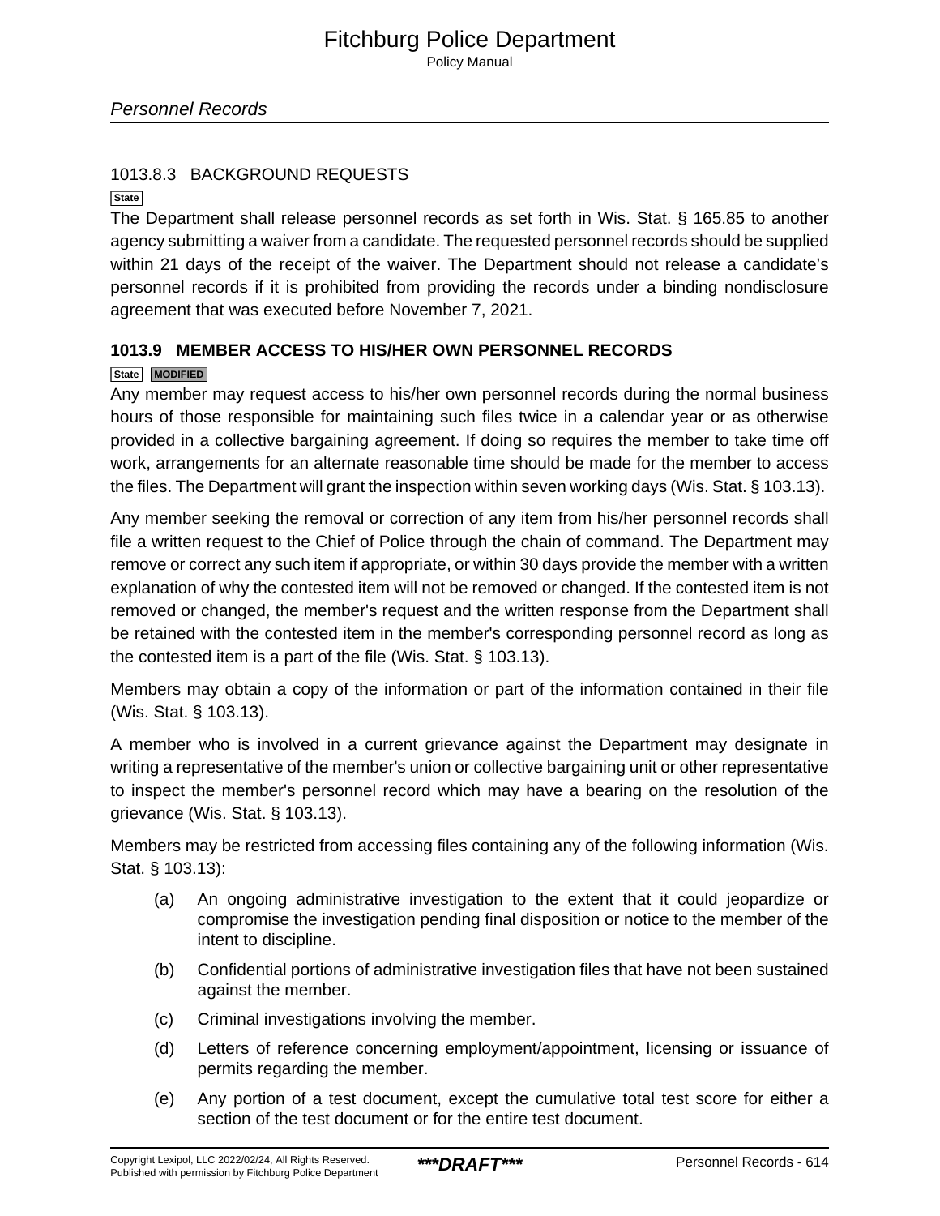#### 1013.8.3 BACKGROUND REQUESTS

State

The Department shall release personnel records as set forth in Wis. Stat. § 165.85 to another agency submitting a waiver from a candidate. The requested personnel records should be supplied within 21 days of the receipt of the waiver. The Department should not release a candidate's personnel records if it is prohibited from providing the records under a binding nondisclosure agreement that was executed before November 7, 2021.

### 1013.9 MEMBER ACCESS TO HIS/HER OWN PERSONNEL RECORDS

State MODIFIED

Any member may request access to his/her own personnel records during the normal business hours of those responsible for maintaining such files twice in a calendar year or as otherwise provided in a collective bargaining agreement. If doing so requires the member to take time off work, arrangements for an alternate reasonable time should be made for the member to access the files. The Department will grant the inspection within seven working days (Wis. Stat. § 103.13).

Any member seeking the removal or correction of any item from his/her personnel records shall file a written request to the Chief of Police through the chain of command. The Department may remove or correct any such item if appropriate, or within 30 days provide the member with a written explanation of why the contested item will not be removed or changed. If the contested item is not removed or changed, the member's request and the written response from the Department shall be retained with the contested item in the member's corresponding personnel record as long as the contested item is a part of the file (Wis. Stat. § 103.13).

Members may obtain a copy of the information or part of the information contained in their file (Wis. Stat. § 103.13).

A member who is involved in a current grievance against the Department may designate in writing a representative of the member's union or collective bargaining unit or other representative to inspect the member's personnel record which may have a bearing on the resolution of the grievance (Wis. Stat. § 103.13).

Members may be restricted from accessing files containing any of the following information (Wis. Stat. § 103.13):

(a) An ongoing administrative investigation to the extent that it could jeopardize or compromise the investigation pending final disposition or notice to the member of the intent to discipline.

(b) Confidential portions of administrative investigation files that have not been sustained against the member.

(c) Criminal investigations involving the member.

(d) Letters of reference concerning employment/appointment, licensing or issuance of permits regarding the member.

(e) Any portion of a test document, except the cumulative total test score for either a section of the test document or for the entire test document.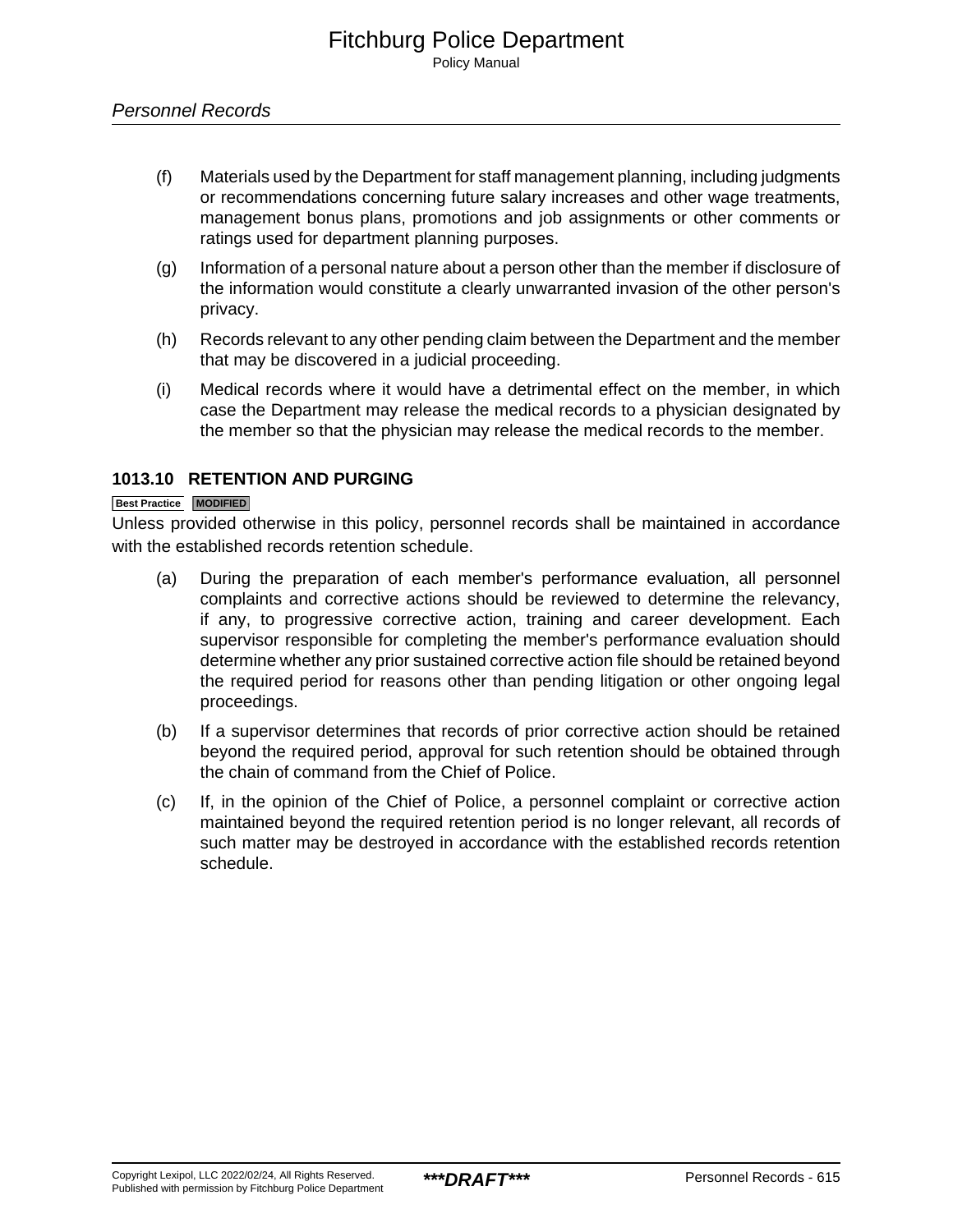(f) Materials used by the Department for staff management planning, including judgments or recommendations concerning future salary increases and other wage treatments, management bonus plans, promotions and job assignments or other comments or ratings used for department planning purposes.

(g) Information of a personal nature about a person other than the member if disclosure of the information would constitute a clearly unwarranted invasion of the other person's privacy.

(h) Records relevant to any other pending claim between the Department and the member that may be discovered in a judicial proceeding.

(i) Medical records where it would have a detrimental effect on the member, in which case the Department may release the medical records to a physician designated by the member so that the physician may release the medical records to the member.

### 1013.10 RETENTION AND PURGING

Best Practice MODIFIED

Unless provided otherwise in this policy, personnel records shall be maintained in accordance with the established records retention schedule.

(a) During the preparation of each member's performance evaluation, all personnel complaints and corrective actions should be reviewed to determine the relevancy, if any, to progressive corrective action, training and career development. Each supervisor responsible for completing the member's performance evaluation should determine whether any prior sustained corrective action file should be retained beyond the required period for reasons other than pending litigation or other ongoing legal proceedings.

(b) If a supervisor determines that records of prior corrective action should be retained beyond the required period, approval for such retention should be obtained through the chain of command from the Chief of Police.

(c) If, in the opinion of the Chief of Police, a personnel complaint or corrective action maintained beyond the required retention period is no longer relevant, all records of such matter may be destroyed in accordance with the established records retention schedule.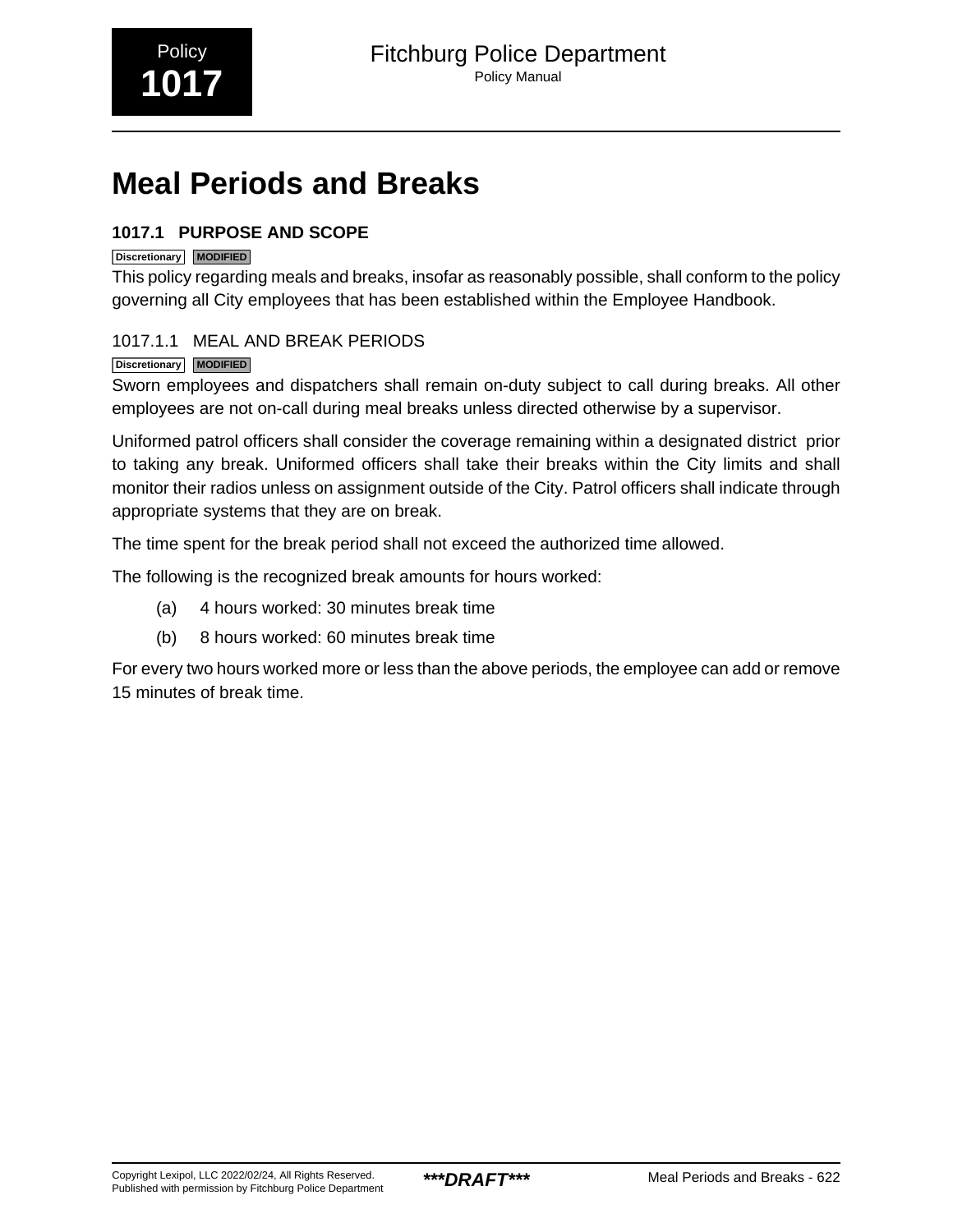# Meal Periods and Breaks

### 1017.1 PURPOSE AND SCOPE

Discretionary MODIFIED

This policy regarding meals and breaks, insofar as reasonably possible, shall conform to the policy governing all City employees that has been established within the Employee Handbook.

#### 1017.1.1 MEAL AND BREAK PERIODS

Discretionary MODIFIED

Sworn employees and dispatchers shall remain on-duty subject to call during breaks. All other employees are not on-call during meal breaks unless directed otherwise by a supervisor.

Uniformed patrol officers shall consider the coverage remaining within a designated district prior to taking any break. Uniformed officers shall take their breaks within the City limits and shall monitor their radios unless on assignment outside of the City. Patrol officers shall indicate through appropriate systems that they are on break.

The time spent for the break period shall not exceed the authorized time allowed.

The following is the recognized break amounts for hours worked:

(a) 4 hours worked: 30 minutes break time

(b) 8 hours worked: 60 minutes break time

For every two hours worked more or less than the above periods, the employee can add or remove 15 minutes of break time.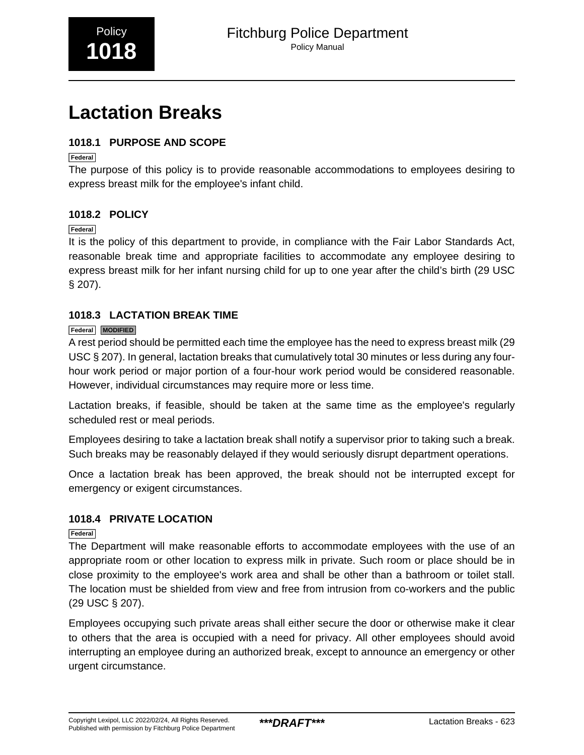Policy **1018**

# Fitchburg Police Department

Policy Manual

# Lactation Breaks

## 1018.1 PURPOSE AND SCOPE

Federal

The purpose of this policy is to provide reasonable accommodations to employees desiring to express breast milk for the employee's infant child.

## 1018.2 POLICY

Federal

It is the policy of this department to provide, in compliance with the Fair Labor Standards Act, reasonable break time and appropriate facilities to accommodate any employee desiring to express breast milk for her infant nursing child for up to one year after the child's birth (29 USC § 207).

## 1018.3 LACTATION BREAK TIME

Federal MODIFIED

A rest period should be permitted each time the employee has the need to express breast milk (29 USC § 207). In general, lactation breaks that cumulatively total 30 minutes or less during any four-hour work period or major portion of a four-hour work period would be considered reasonable. However, individual circumstances may require more or less time.

Lactation breaks, if feasible, should be taken at the same time as the employee's regularly scheduled rest or meal periods.

Employees desiring to take a lactation break shall notify a supervisor prior to taking such a break. Such breaks may be reasonably delayed if they would seriously disrupt department operations.

Once a lactation break has been approved, the break should not be interrupted except for emergency or exigent circumstances.

## 1018.4 PRIVATE LOCATION

Federal

The Department will make reasonable efforts to accommodate employees with the use of an appropriate room or other location to express milk in private. Such room or place should be in close proximity to the employee's work area and shall be other than a bathroom or toilet stall. The location must be shielded from view and free from intrusion from co-workers and the public (29 USC § 207).

Employees occupying such private areas shall either secure the door or otherwise make it clear to others that the area is occupied with a need for privacy. All other employees should avoid interrupting an employee during an authorized break, except to announce an emergency or other urgent circumstance.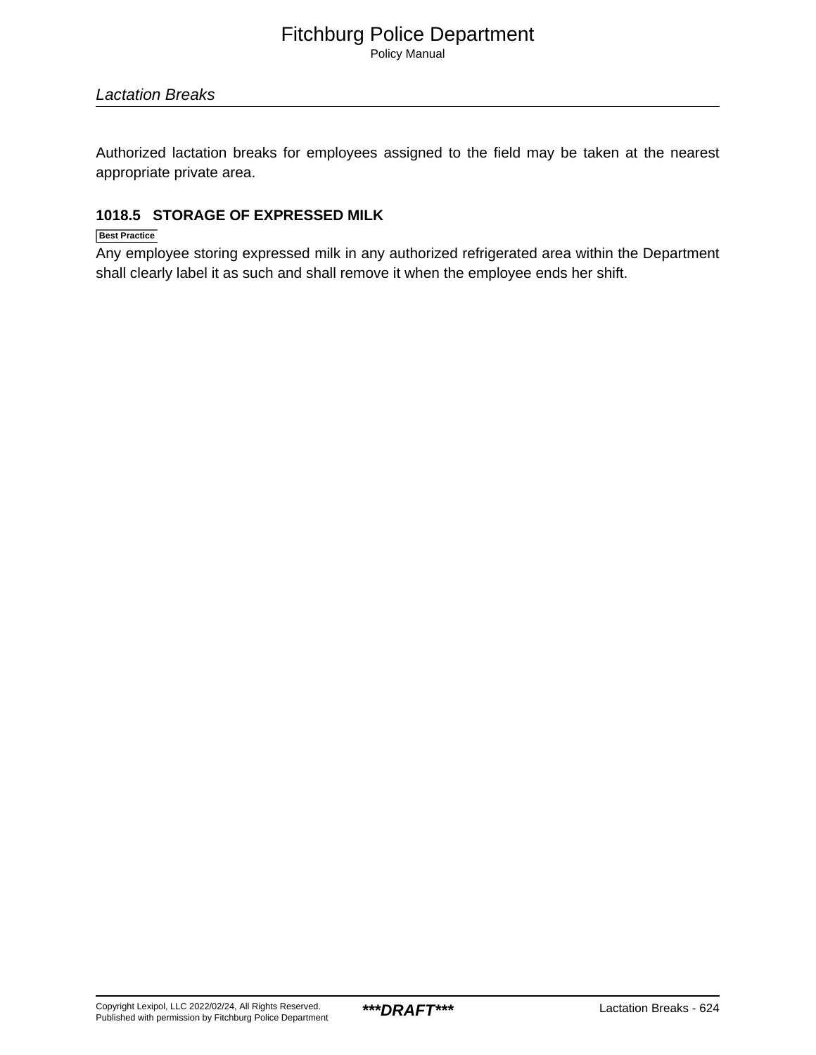Authorized lactation breaks for employees assigned to the field may be taken at the nearest appropriate private area.

### 1018.5 STORAGE OF EXPRESSED MILK

Best Practice

Any employee storing expressed milk in any authorized refrigerated area within the Department shall clearly label it as such and shall remove it when the employee ends her shift.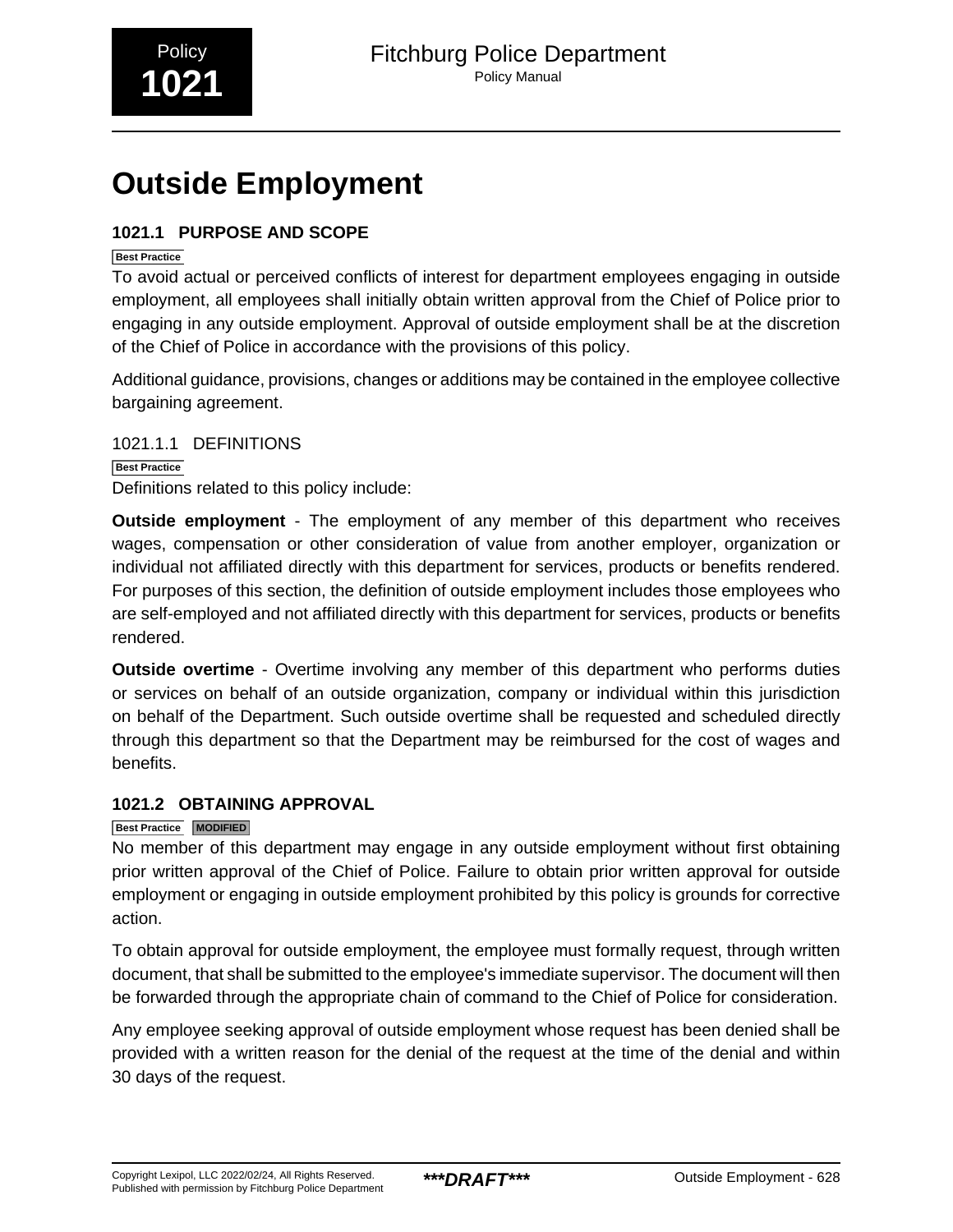# Outside Employment

## 1021.1 PURPOSE AND SCOPE

Best Practice

To avoid actual or perceived conflicts of interest for department employees engaging in outside employment, all employees shall initially obtain written approval from the Chief of Police prior to engaging in any outside employment. Approval of outside employment shall be at the discretion of the Chief of Police in accordance with the provisions of this policy.

Additional guidance, provisions, changes or additions may be contained in the employee collective bargaining agreement.

### 1021.1.1 DEFINITIONS

Best Practice

Definitions related to this policy include:

**Outside employment** - The employment of any member of this department who receives wages, compensation or other consideration of value from another employer, organization or individual not affiliated directly with this department for services, products or benefits rendered. For purposes of this section, the definition of outside employment includes those employees who are self-employed and not affiliated directly with this department for services, products or benefits rendered.

**Outside overtime** - Overtime involving any member of this department who performs duties or services on behalf of an outside organization, company or individual within this jurisdiction on behalf of the Department. Such outside overtime shall be requested and scheduled directly through this department so that the Department may be reimbursed for the cost of wages and benefits.

## 1021.2 OBTAINING APPROVAL

Best Practice MODIFIED

No member of this department may engage in any outside employment without first obtaining prior written approval of the Chief of Police. Failure to obtain prior written approval for outside employment or engaging in outside employment prohibited by this policy is grounds for corrective action.

To obtain approval for outside employment, the employee must formally request, through written document, that shall be submitted to the employee's immediate supervisor. The document will then be forwarded through the appropriate chain of command to the Chief of Police for consideration.

Any employee seeking approval of outside employment whose request has been denied shall be provided with a written reason for the denial of the request at the time of the denial and within 30 days of the request.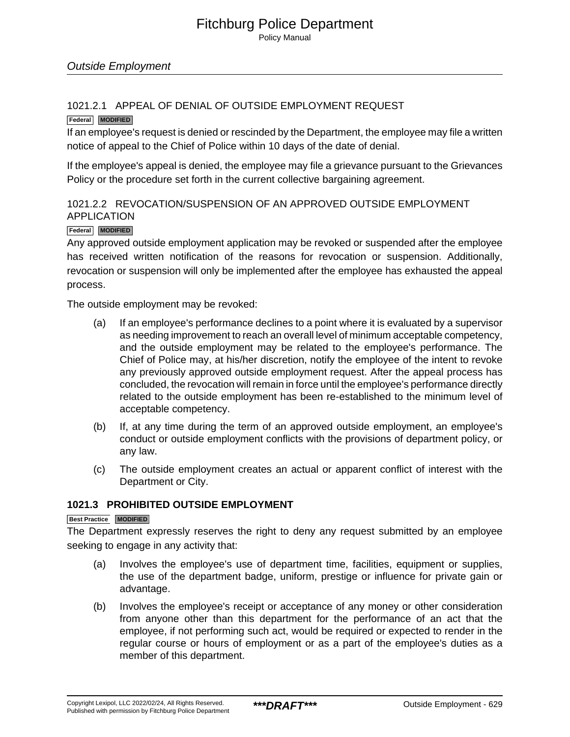### 1021.2.1 APPEAL OF DENIAL OF OUTSIDE EMPLOYMENT REQUEST

Federal MODIFIED

If an employee's request is denied or rescinded by the Department, the employee may file a written notice of appeal to the Chief of Police within 10 days of the date of denial.

If the employee's appeal is denied, the employee may file a grievance pursuant to the Grievances Policy or the procedure set forth in the current collective bargaining agreement.

### 1021.2.2 REVOCATION/SUSPENSION OF AN APPROVED OUTSIDE EMPLOYMENT APPLICATION

Federal MODIFIED

Any approved outside employment application may be revoked or suspended after the employee has received written notification of the reasons for revocation or suspension. Additionally, revocation or suspension will only be implemented after the employee has exhausted the appeal process.

The outside employment may be revoked:

(a) If an employee's performance declines to a point where it is evaluated by a supervisor as needing improvement to reach an overall level of minimum acceptable competency, and the outside employment may be related to the employee's performance. The Chief of Police may, at his/her discretion, notify the employee of the intent to revoke any previously approved outside employment request. After the appeal process has concluded, the revocation will remain in force until the employee's performance directly related to the outside employment has been re-established to the minimum level of acceptable competency.

(b) If, at any time during the term of an approved outside employment, an employee's conduct or outside employment conflicts with the provisions of department policy, or any law.

(c) The outside employment creates an actual or apparent conflict of interest with the Department or City.

## 1021.3 PROHIBITED OUTSIDE EMPLOYMENT

Best Practice MODIFIED

The Department expressly reserves the right to deny any request submitted by an employee seeking to engage in any activity that:

(a) Involves the employee's use of department time, facilities, equipment or supplies, the use of the department badge, uniform, prestige or influence for private gain or advantage.

(b) Involves the employee's receipt or acceptance of any money or other consideration from anyone other than this department for the performance of an act that the employee, if not performing such act, would be required or expected to render in the regular course or hours of employment or as a part of the employee's duties as a member of this department.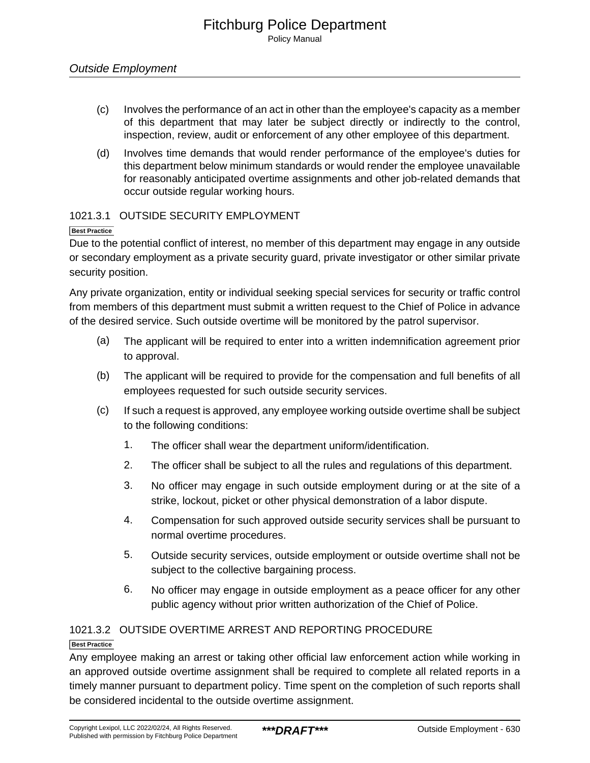(c) Involves the performance of an act in other than the employee's capacity as a member of this department that may later be subject directly or indirectly to the control, inspection, review, audit or enforcement of any other employee of this department.

(d) Involves time demands that would render performance of the employee's duties for this department below minimum standards or would render the employee unavailable for reasonably anticipated overtime assignments and other job-related demands that occur outside regular working hours.

### 1021.3.1 OUTSIDE SECURITY EMPLOYMENT

**Best Practice**

Due to the potential conflict of interest, no member of this department may engage in any outside or secondary employment as a private security guard, private investigator or other similar private security position.

Any private organization, entity or individual seeking special services for security or traffic control from members of this department must submit a written request to the Chief of Police in advance of the desired service. Such outside overtime will be monitored by the patrol supervisor.

(a) The applicant will be required to enter into a written indemnification agreement prior to approval.

(b) The applicant will be required to provide for the compensation and full benefits of all employees requested for such outside security services.

(c) If such a request is approved, any employee working outside overtime shall be subject to the following conditions:

1. The officer shall wear the department uniform/identification.
2. The officer shall be subject to all the rules and regulations of this department.
3. No officer may engage in such outside employment during or at the site of a strike, lockout, picket or other physical demonstration of a labor dispute.
4. Compensation for such approved outside security services shall be pursuant to normal overtime procedures.
5. Outside security services, outside employment or outside overtime shall not be subject to the collective bargaining process.
6. No officer may engage in outside employment as a peace officer for any other public agency without prior written authorization of the Chief of Police.

### 1021.3.2 OUTSIDE OVERTIME ARREST AND REPORTING PROCEDURE

**Best Practice**

Any employee making an arrest or taking other official law enforcement action while working in an approved outside overtime assignment shall be required to complete all related reports in a timely manner pursuant to department policy. Time spent on the completion of such reports shall be considered incidental to the outside overtime assignment.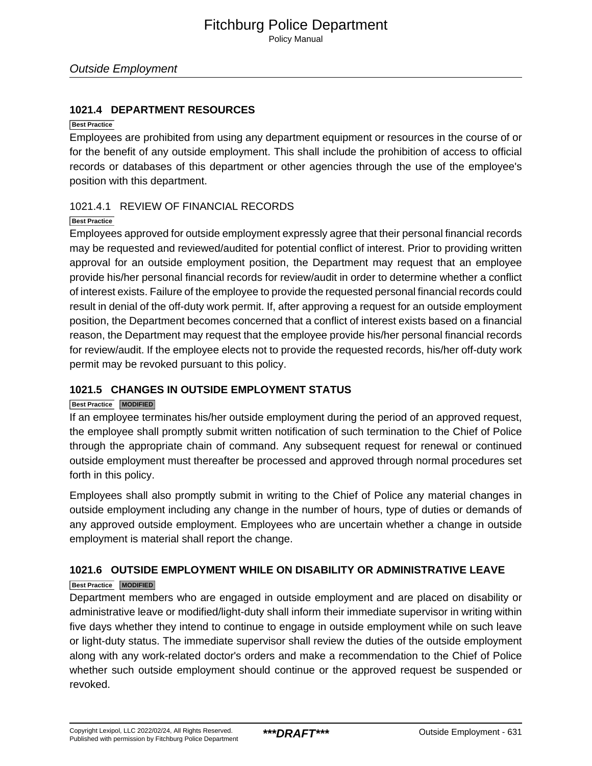### 1021.4 DEPARTMENT RESOURCES

Best Practice

Employees are prohibited from using any department equipment or resources in the course of or for the benefit of any outside employment. This shall include the prohibition of access to official records or databases of this department or other agencies through the use of the employee's position with this department.

#### 1021.4.1 REVIEW OF FINANCIAL RECORDS

Best Practice

Employees approved for outside employment expressly agree that their personal financial records may be requested and reviewed/audited for potential conflict of interest. Prior to providing written approval for an outside employment position, the Department may request that an employee provide his/her personal financial records for review/audit in order to determine whether a conflict of interest exists. Failure of the employee to provide the requested personal financial records could result in denial of the off-duty work permit. If, after approving a request for an outside employment position, the Department becomes concerned that a conflict of interest exists based on a financial reason, the Department may request that the employee provide his/her personal financial records for review/audit. If the employee elects not to provide the requested records, his/her off-duty work permit may be revoked pursuant to this policy.

### 1021.5 CHANGES IN OUTSIDE EMPLOYMENT STATUS

Best Practice MODIFIED

If an employee terminates his/her outside employment during the period of an approved request, the employee shall promptly submit written notification of such termination to the Chief of Police through the appropriate chain of command. Any subsequent request for renewal or continued outside employment must thereafter be processed and approved through normal procedures set forth in this policy.

Employees shall also promptly submit in writing to the Chief of Police any material changes in outside employment including any change in the number of hours, type of duties or demands of any approved outside employment. Employees who are uncertain whether a change in outside employment is material shall report the change.

### 1021.6 OUTSIDE EMPLOYMENT WHILE ON DISABILITY OR ADMINISTRATIVE LEAVE

Best Practice MODIFIED

Department members who are engaged in outside employment and are placed on disability or administrative leave or modified/light-duty shall inform their immediate supervisor in writing within five days whether they intend to continue to engage in outside employment while on such leave or light-duty status. The immediate supervisor shall review the duties of the outside employment along with any work-related doctor's orders and make a recommendation to the Chief of Police whether such outside employment should continue or the approved request be suspended or revoked.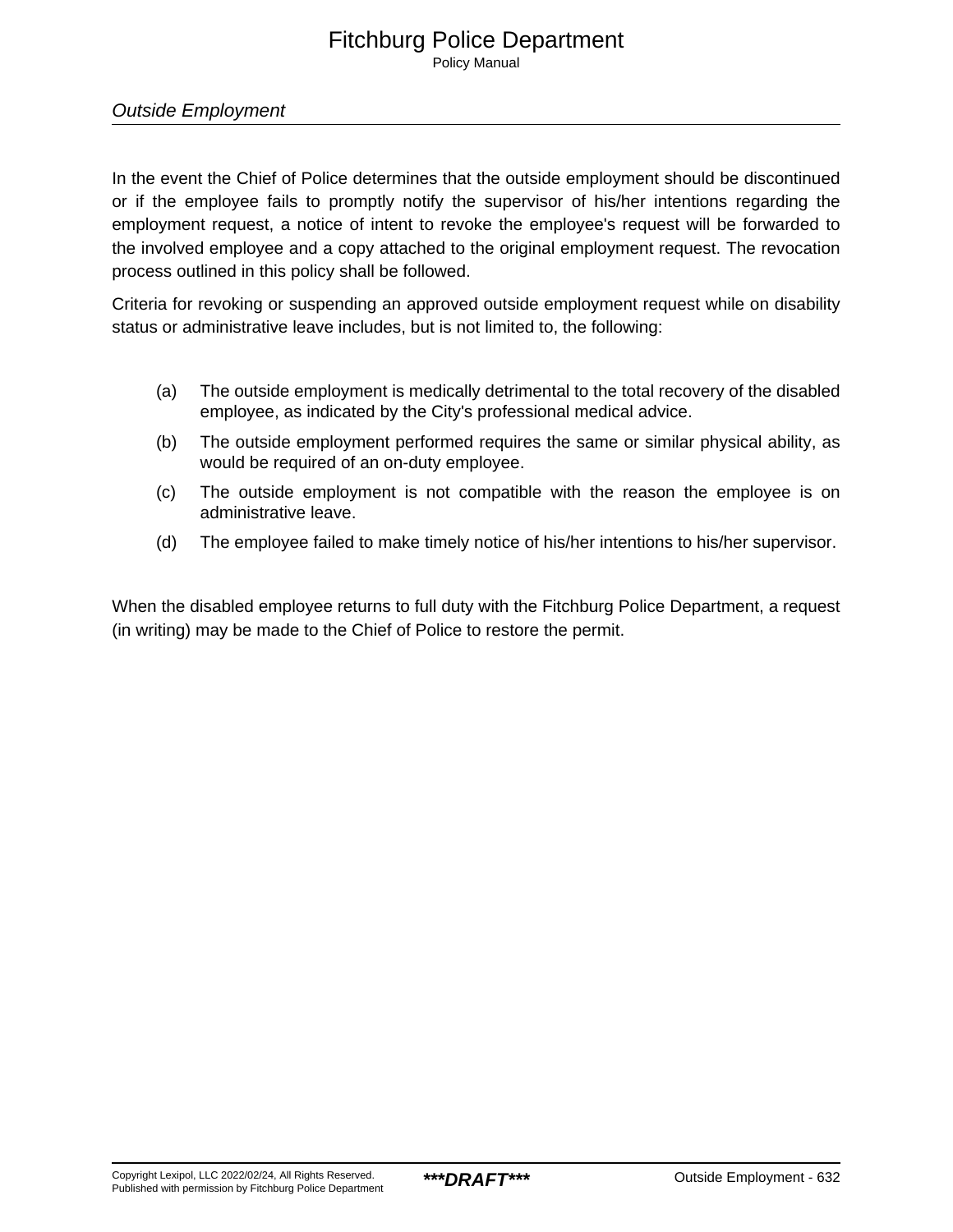In the event the Chief of Police determines that the outside employment should be discontinued or if the employee fails to promptly notify the supervisor of his/her intentions regarding the employment request, a notice of intent to revoke the employee's request will be forwarded to the involved employee and a copy attached to the original employment request. The revocation process outlined in this policy shall be followed.

Criteria for revoking or suspending an approved outside employment request while on disability status or administrative leave includes, but is not limited to, the following:

(a) The outside employment is medically detrimental to the total recovery of the disabled employee, as indicated by the City's professional medical advice.

(b) The outside employment performed requires the same or similar physical ability, as would be required of an on-duty employee.

(c) The outside employment is not compatible with the reason the employee is on administrative leave.

(d) The employee failed to make timely notice of his/her intentions to his/her supervisor.

When the disabled employee returns to full duty with the Fitchburg Police Department, a request (in writing) may be made to the Chief of Police to restore the permit.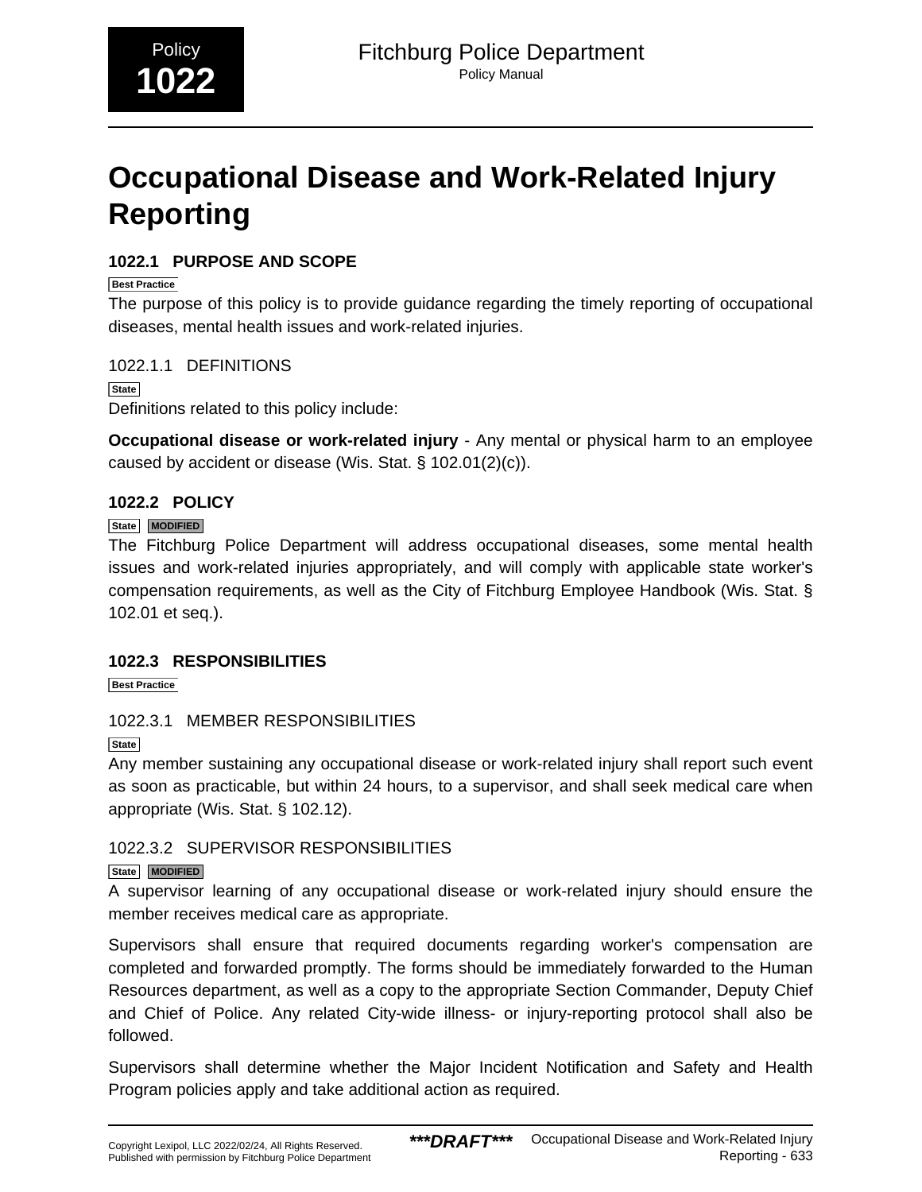# Occupational Disease and Work-Related Injury Reporting

## 1022.1 PURPOSE AND SCOPE

Best Practice

The purpose of this policy is to provide guidance regarding the timely reporting of occupational diseases, mental health issues and work-related injuries.

### 1022.1.1 DEFINITIONS

State

Definitions related to this policy include:

**Occupational disease or work-related injury** - Any mental or physical harm to an employee caused by accident or disease (Wis. Stat. § 102.01(2)(c)).

## 1022.2 POLICY

State MODIFIED

The Fitchburg Police Department will address occupational diseases, some mental health issues and work-related injuries appropriately, and will comply with applicable state worker's compensation requirements, as well as the City of Fitchburg Employee Handbook (Wis. Stat. § 102.01 et seq.).

## 1022.3 RESPONSIBILITIES

Best Practice

### 1022.3.1 MEMBER RESPONSIBILITIES

State

Any member sustaining any occupational disease or work-related injury shall report such event as soon as practicable, but within 24 hours, to a supervisor, and shall seek medical care when appropriate (Wis. Stat. § 102.12).

### 1022.3.2 SUPERVISOR RESPONSIBILITIES

State MODIFIED

A supervisor learning of any occupational disease or work-related injury should ensure the member receives medical care as appropriate.

Supervisors shall ensure that required documents regarding worker's compensation are completed and forwarded promptly. The forms should be immediately forwarded to the Human Resources department, as well as a copy to the appropriate Section Commander, Deputy Chief and Chief of Police. Any related City-wide illness- or injury-reporting protocol shall also be followed.

Supervisors shall determine whether the Major Incident Notification and Safety and Health Program policies apply and take additional action as required.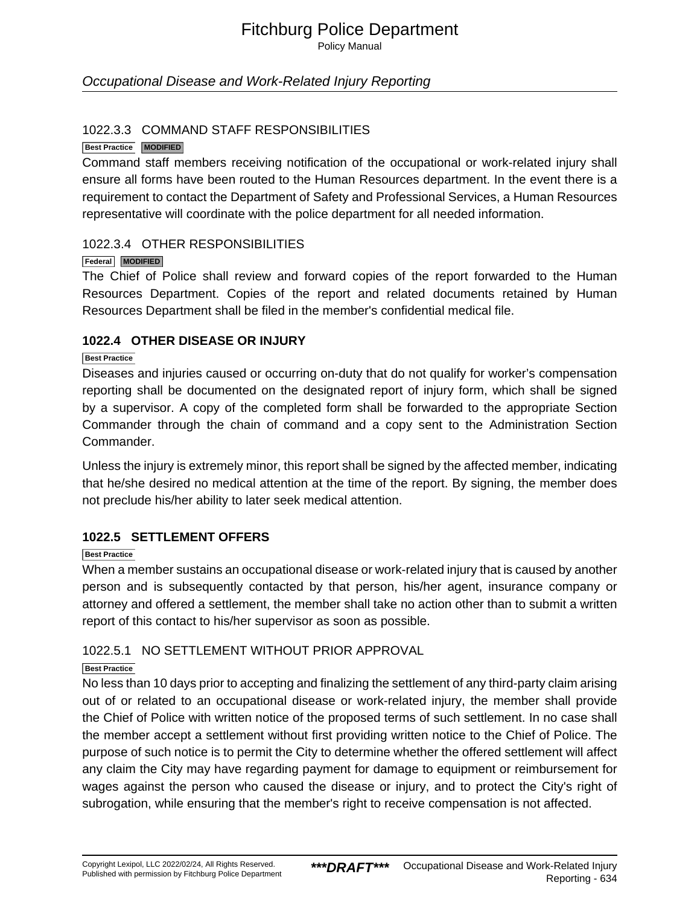#### 1022.3.3 COMMAND STAFF RESPONSIBILITIES

Best Practice MODIFIED

Command staff members receiving notification of the occupational or work-related injury shall ensure all forms have been routed to the Human Resources department. In the event there is a requirement to contact the Department of Safety and Professional Services, a Human Resources representative will coordinate with the police department for all needed information.

#### 1022.3.4 OTHER RESPONSIBILITIES

Federal MODIFIED

The Chief of Police shall review and forward copies of the report forwarded to the Human Resources Department. Copies of the report and related documents retained by Human Resources Department shall be filed in the member's confidential medical file.

### 1022.4 OTHER DISEASE OR INJURY

Best Practice

Diseases and injuries caused or occurring on-duty that do not qualify for worker's compensation reporting shall be documented on the designated report of injury form, which shall be signed by a supervisor. A copy of the completed form shall be forwarded to the appropriate Section Commander through the chain of command and a copy sent to the Administration Section Commander.

Unless the injury is extremely minor, this report shall be signed by the affected member, indicating that he/she desired no medical attention at the time of the report. By signing, the member does not preclude his/her ability to later seek medical attention.

### 1022.5 SETTLEMENT OFFERS

Best Practice

When a member sustains an occupational disease or work-related injury that is caused by another person and is subsequently contacted by that person, his/her agent, insurance company or attorney and offered a settlement, the member shall take no action other than to submit a written report of this contact to his/her supervisor as soon as possible.

#### 1022.5.1 NO SETTLEMENT WITHOUT PRIOR APPROVAL

Best Practice

No less than 10 days prior to accepting and finalizing the settlement of any third-party claim arising out of or related to an occupational disease or work-related injury, the member shall provide the Chief of Police with written notice of the proposed terms of such settlement. In no case shall the member accept a settlement without first providing written notice to the Chief of Police. The purpose of such notice is to permit the City to determine whether the offered settlement will affect any claim the City may have regarding payment for damage to equipment or reimbursement for wages against the person who caused the disease or injury, and to protect the City's right of subrogation, while ensuring that the member's right to receive compensation is not affected.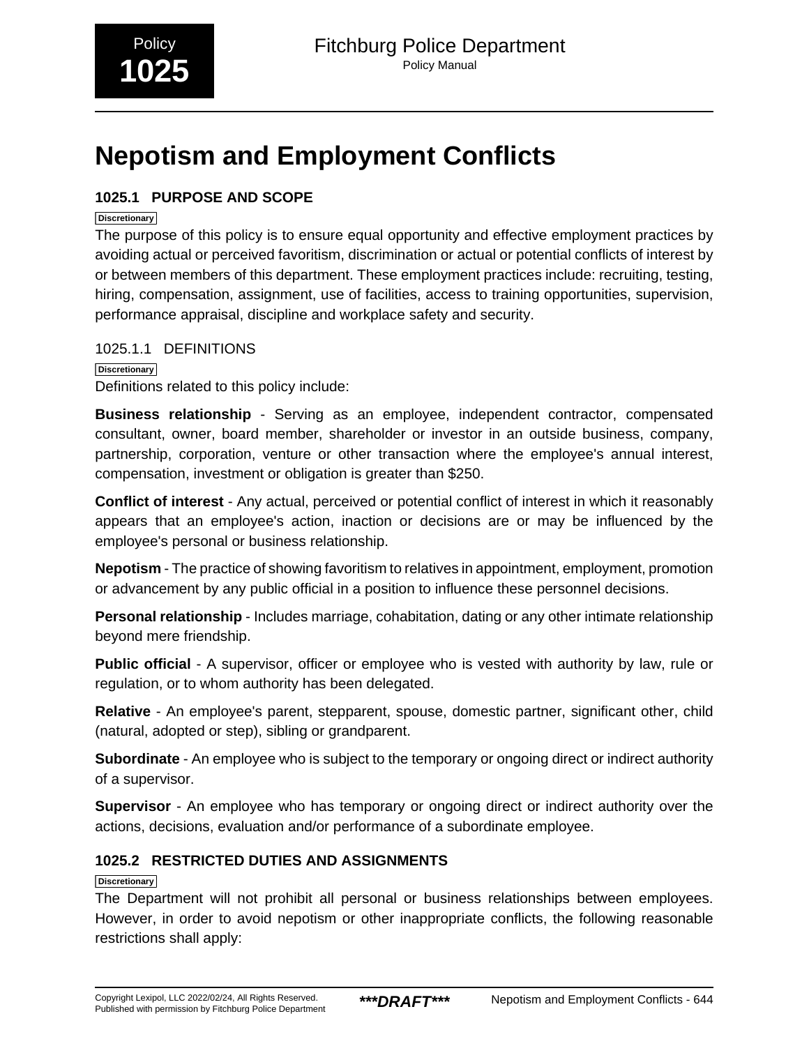Policy **1025**

# Nepotism and Employment Conflicts

## 1025.1 PURPOSE AND SCOPE

Discretionary

The purpose of this policy is to ensure equal opportunity and effective employment practices by avoiding actual or perceived favoritism, discrimination or actual or potential conflicts of interest by or between members of this department. These employment practices include: recruiting, testing, hiring, compensation, assignment, use of facilities, access to training opportunities, supervision, performance appraisal, discipline and workplace safety and security.

### 1025.1.1 DEFINITIONS

Discretionary

Definitions related to this policy include:

**Business relationship** - Serving as an employee, independent contractor, compensated consultant, owner, board member, shareholder or investor in an outside business, company, partnership, corporation, venture or other transaction where the employee's annual interest, compensation, investment or obligation is greater than $250.

**Conflict of interest** - Any actual, perceived or potential conflict of interest in which it reasonably appears that an employee's action, inaction or decisions are or may be influenced by the employee's personal or business relationship.

**Nepotism** - The practice of showing favoritism to relatives in appointment, employment, promotion or advancement by any public official in a position to influence these personnel decisions.

**Personal relationship** - Includes marriage, cohabitation, dating or any other intimate relationship beyond mere friendship.

**Public official** - A supervisor, officer or employee who is vested with authority by law, rule or regulation, or to whom authority has been delegated.

**Relative** - An employee's parent, stepparent, spouse, domestic partner, significant other, child (natural, adopted or step), sibling or grandparent.

**Subordinate** - An employee who is subject to the temporary or ongoing direct or indirect authority of a supervisor.

**Supervisor** - An employee who has temporary or ongoing direct or indirect authority over the actions, decisions, evaluation and/or performance of a subordinate employee.

## 1025.2 RESTRICTED DUTIES AND ASSIGNMENTS

Discretionary

The Department will not prohibit all personal or business relationships between employees. However, in order to avoid nepotism or other inappropriate conflicts, the following reasonable restrictions shall apply: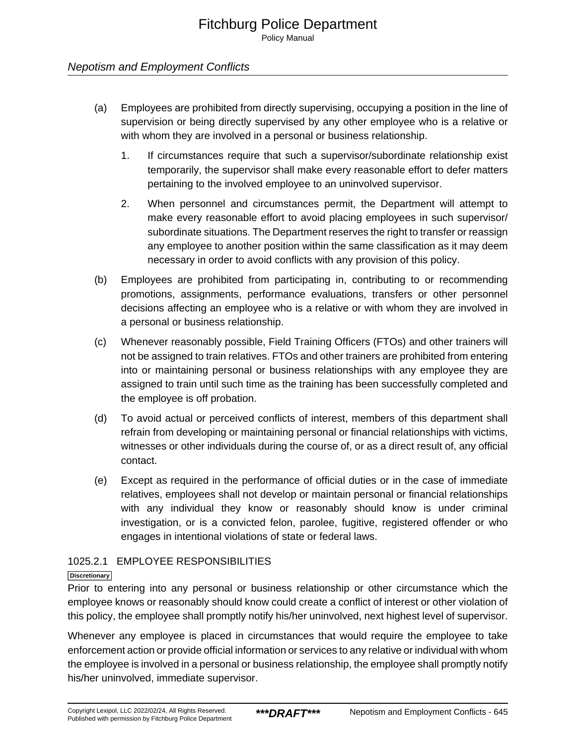(a) Employees are prohibited from directly supervising, occupying a position in the line of supervision or being directly supervised by any other employee who is a relative or with whom they are involved in a personal or business relationship.

1. If circumstances require that such a supervisor/subordinate relationship exist temporarily, the supervisor shall make every reasonable effort to defer matters pertaining to the involved employee to an uninvolved supervisor.

2. When personnel and circumstances permit, the Department will attempt to make every reasonable effort to avoid placing employees in such supervisor/subordinate situations. The Department reserves the right to transfer or reassign any employee to another position within the same classification as it may deem necessary in order to avoid conflicts with any provision of this policy.

(b) Employees are prohibited from participating in, contributing to or recommending promotions, assignments, performance evaluations, transfers or other personnel decisions affecting an employee who is a relative or with whom they are involved in a personal or business relationship.

(c) Whenever reasonably possible, Field Training Officers (FTOs) and other trainers will not be assigned to train relatives. FTOs and other trainers are prohibited from entering into or maintaining personal or business relationships with any employee they are assigned to train until such time as the training has been successfully completed and the employee is off probation.

(d) To avoid actual or perceived conflicts of interest, members of this department shall refrain from developing or maintaining personal or financial relationships with victims, witnesses or other individuals during the course of, or as a direct result of, any official contact.

(e) Except as required in the performance of official duties or in the case of immediate relatives, employees shall not develop or maintain personal or financial relationships with any individual they know or reasonably should know is under criminal investigation, or is a convicted felon, parolee, fugitive, registered offender or who engages in intentional violations of state or federal laws.

### 1025.2.1 EMPLOYEE RESPONSIBILITIES

**Discretionary**

Prior to entering into any personal or business relationship or other circumstance which the employee knows or reasonably should know could create a conflict of interest or other violation of this policy, the employee shall promptly notify his/her uninvolved, next highest level of supervisor.

Whenever any employee is placed in circumstances that would require the employee to take enforcement action or provide official information or services to any relative or individual with whom the employee is involved in a personal or business relationship, the employee shall promptly notify his/her uninvolved, immediate supervisor.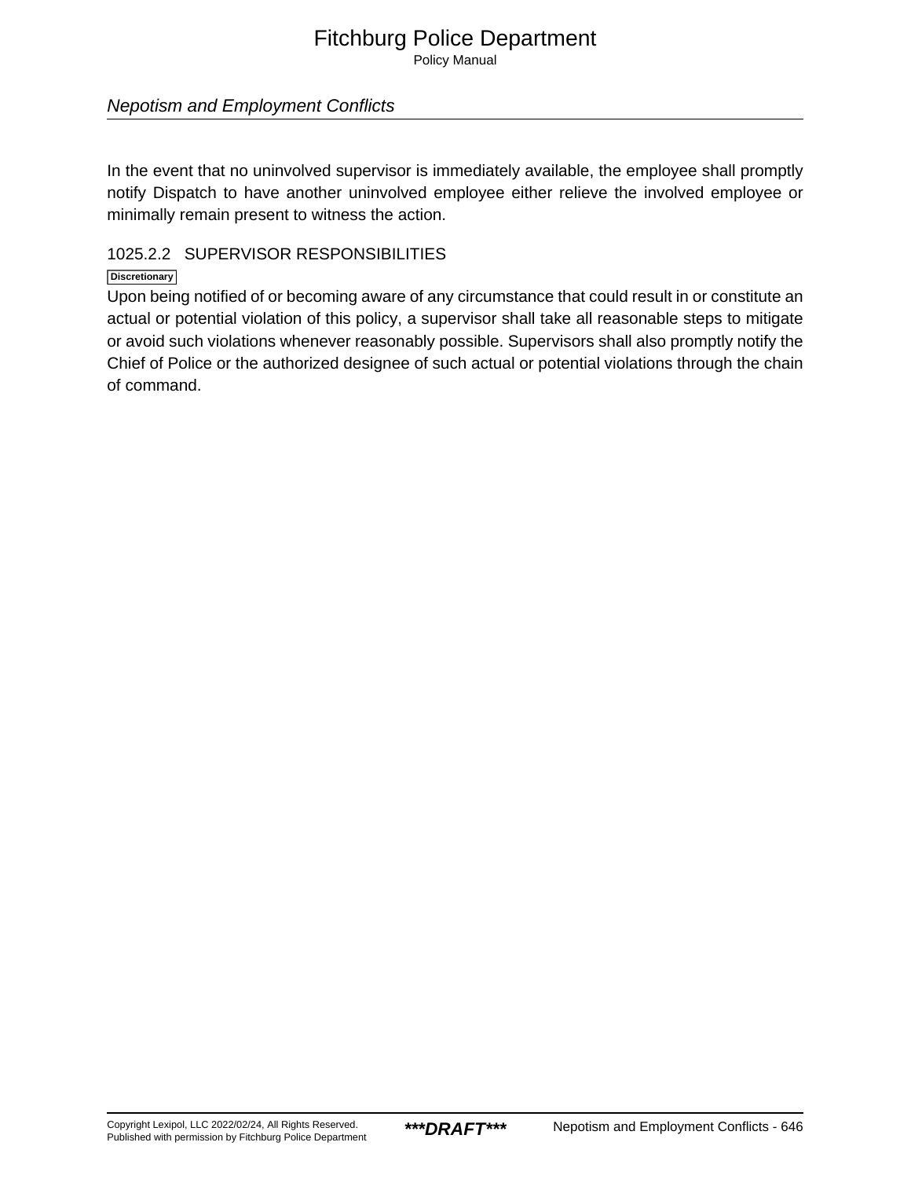In the event that no uninvolved supervisor is immediately available, the employee shall promptly notify Dispatch to have another uninvolved employee either relieve the involved employee or minimally remain present to witness the action.

### 1025.2.2 SUPERVISOR RESPONSIBILITIES

Discretionary

Upon being notified of or becoming aware of any circumstance that could result in or constitute an actual or potential violation of this policy, a supervisor shall take all reasonable steps to mitigate or avoid such violations whenever reasonably possible. Supervisors shall also promptly notify the Chief of Police or the authorized designee of such actual or potential violations through the chain of command.